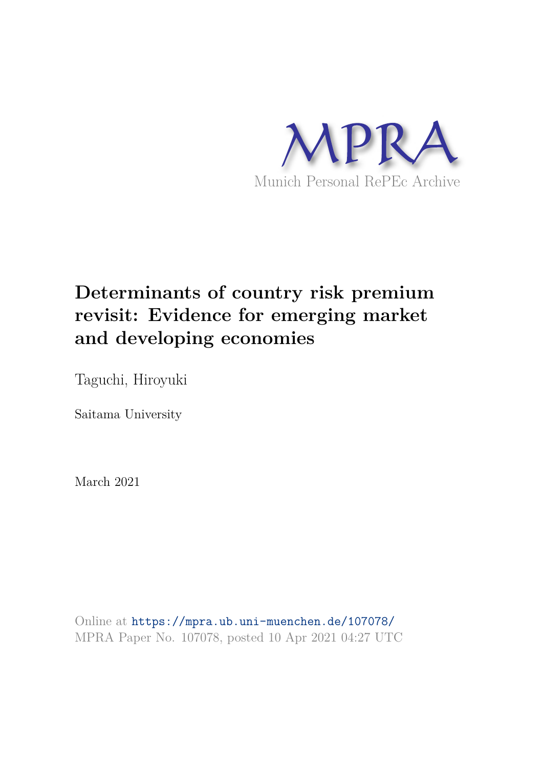MPRA

Munich Personal RePEc Archive

# Determinants of country risk premium revisit: Evidence for emerging market and developing economies

Taguchi, Hiroyuki

Saitama University

March 2021

Online at https://mpra.ub.uni-muenchen.de/107078/
MPRA Paper No. 107078, posted 10 Apr 2021 04:27 UTC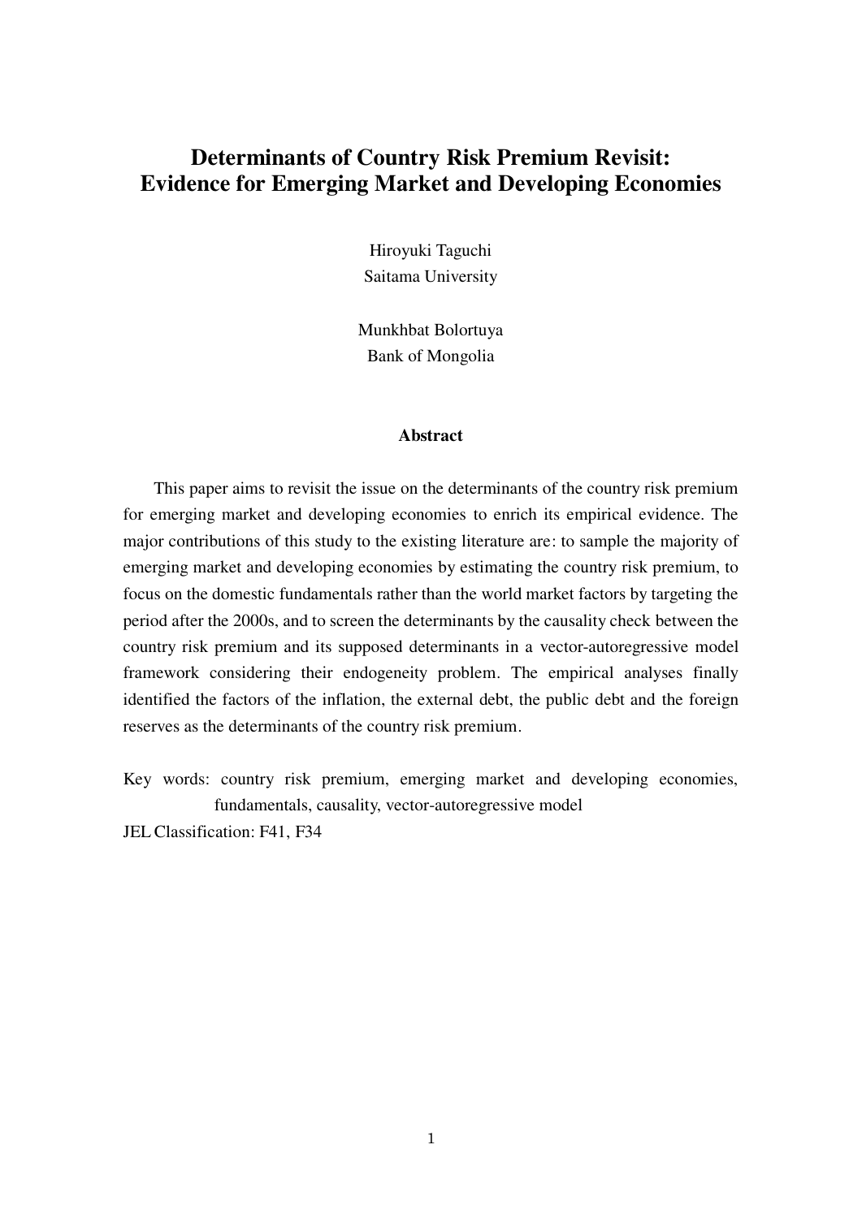# Determinants of Country Risk Premium Revisit: Evidence for Emerging Market and Developing Economies

Hiroyuki Taguchi
Saitama University

Munkhbat Bolortuya
Bank of Mongolia

### Abstract

This paper aims to revisit the issue on the determinants of the country risk premium for emerging market and developing economies to enrich its empirical evidence. The major contributions of this study to the existing literature are: to sample the majority of emerging market and developing economies by estimating the country risk premium, to focus on the domestic fundamentals rather than the world market factors by targeting the period after the 2000s, and to screen the determinants by the causality check between the country risk premium and its supposed determinants in a vector-autoregressive model framework considering their endogeneity problem. The empirical analyses finally identified the factors of the inflation, the external debt, the public debt and the foreign reserves as the determinants of the country risk premium.

Key words: country risk premium, emerging market and developing economies, fundamentals, causality, vector-autoregressive model

JEL Classification: F41, F34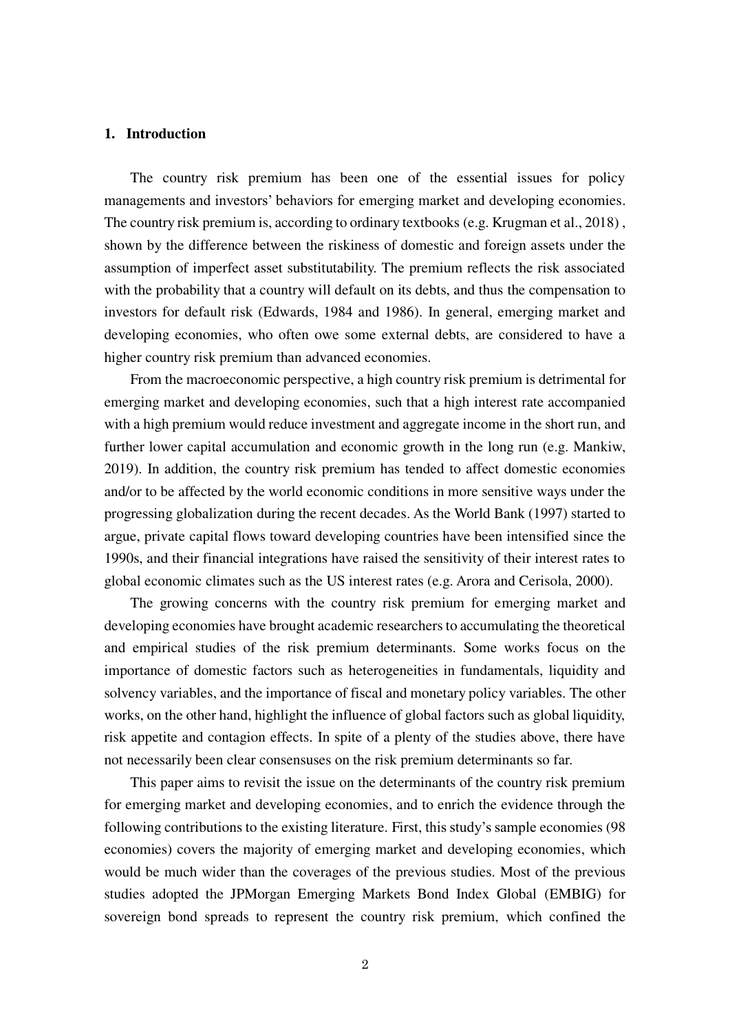## 1. Introduction

The country risk premium has been one of the essential issues for policy managements and investors' behaviors for emerging market and developing economies. The country risk premium is, according to ordinary textbooks (e.g. Krugman et al., 2018) , shown by the difference between the riskiness of domestic and foreign assets under the assumption of imperfect asset substitutability. The premium reflects the risk associated with the probability that a country will default on its debts, and thus the compensation to investors for default risk (Edwards, 1984 and 1986). In general, emerging market and developing economies, who often owe some external debts, are considered to have a higher country risk premium than advanced economies.

From the macroeconomic perspective, a high country risk premium is detrimental for emerging market and developing economies, such that a high interest rate accompanied with a high premium would reduce investment and aggregate income in the short run, and further lower capital accumulation and economic growth in the long run (e.g. Mankiw, 2019). In addition, the country risk premium has tended to affect domestic economies and/or to be affected by the world economic conditions in more sensitive ways under the progressing globalization during the recent decades. As the World Bank (1997) started to argue, private capital flows toward developing countries have been intensified since the 1990s, and their financial integrations have raised the sensitivity of their interest rates to global economic climates such as the US interest rates (e.g. Arora and Cerisola, 2000).

The growing concerns with the country risk premium for emerging market and developing economies have brought academic researchers to accumulating the theoretical and empirical studies of the risk premium determinants. Some works focus on the importance of domestic factors such as heterogeneities in fundamentals, liquidity and solvency variables, and the importance of fiscal and monetary policy variables. The other works, on the other hand, highlight the influence of global factors such as global liquidity, risk appetite and contagion effects. In spite of a plenty of the studies above, there have not necessarily been clear consensuses on the risk premium determinants so far.

This paper aims to revisit the issue on the determinants of the country risk premium for emerging market and developing economies, and to enrich the evidence through the following contributions to the existing literature. First, this study's sample economies (98 economies) covers the majority of emerging market and developing economies, which would be much wider than the coverages of the previous studies. Most of the previous studies adopted the JPMorgan Emerging Markets Bond Index Global (EMBIG) for sovereign bond spreads to represent the country risk premium, which confined the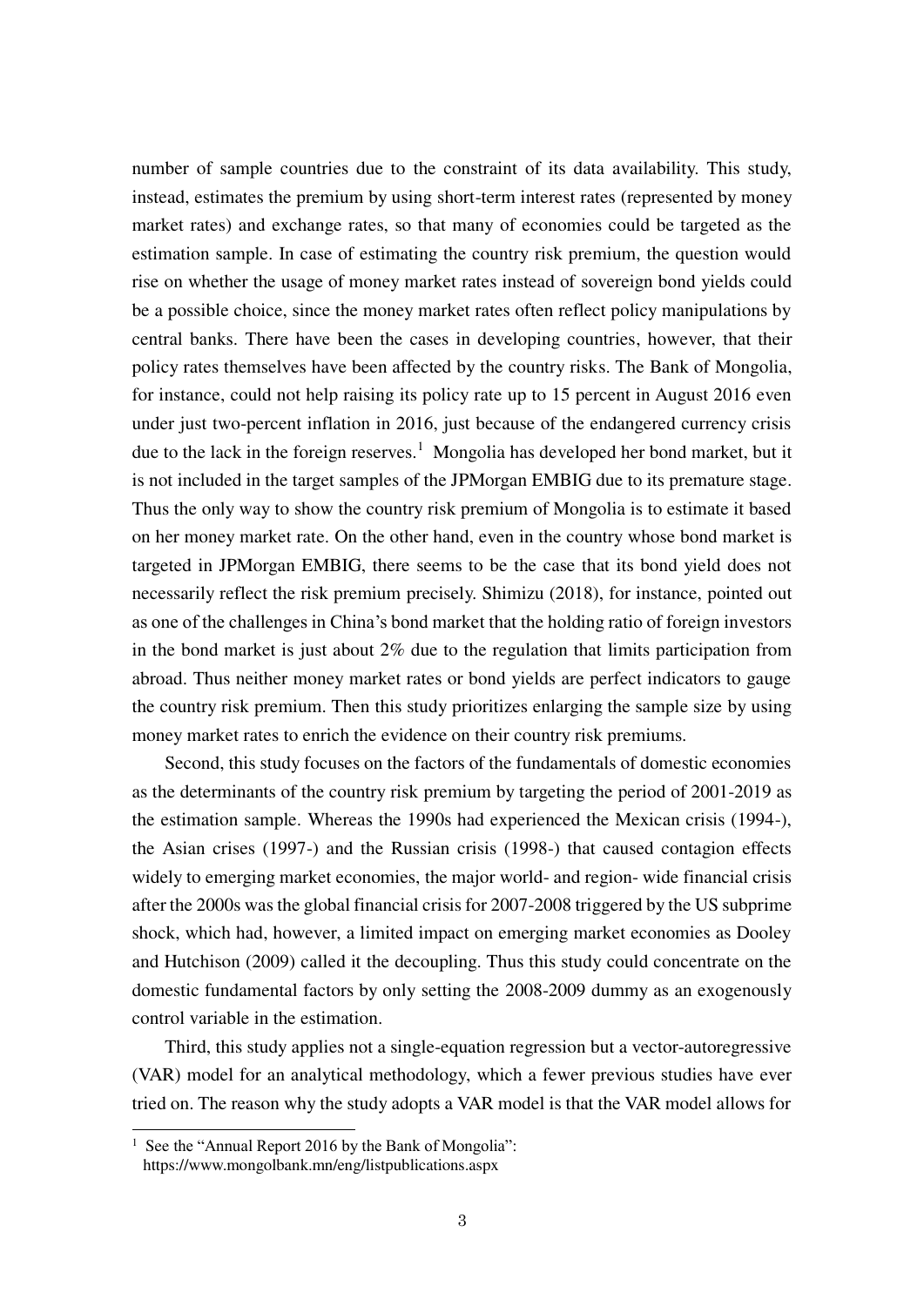number of sample countries due to the constraint of its data availability. This study, instead, estimates the premium by using short-term interest rates (represented by money market rates) and exchange rates, so that many of economies could be targeted as the estimation sample. In case of estimating the country risk premium, the question would rise on whether the usage of money market rates instead of sovereign bond yields could be a possible choice, since the money market rates often reflect policy manipulations by central banks. There have been the cases in developing countries, however, that their policy rates themselves have been affected by the country risks. The Bank of Mongolia, for instance, could not help raising its policy rate up to 15 percent in August 2016 even under just two-percent inflation in 2016, just because of the endangered currency crisis due to the lack in the foreign reserves.[1] Mongolia has developed her bond market, but it is not included in the target samples of the JPMorgan EMBIG due to its premature stage. Thus the only way to show the country risk premium of Mongolia is to estimate it based on her money market rate. On the other hand, even in the country whose bond market is targeted in JPMorgan EMBIG, there seems to be the case that its bond yield does not necessarily reflect the risk premium precisely. Shimizu (2018), for instance, pointed out as one of the challenges in China's bond market that the holding ratio of foreign investors in the bond market is just about 2% due to the regulation that limits participation from abroad. Thus neither money market rates or bond yields are perfect indicators to gauge the country risk premium. Then this study prioritizes enlarging the sample size by using money market rates to enrich the evidence on their country risk premiums.

Second, this study focuses on the factors of the fundamentals of domestic economies as the determinants of the country risk premium by targeting the period of 2001-2019 as the estimation sample. Whereas the 1990s had experienced the Mexican crisis (1994-), the Asian crises (1997-) and the Russian crisis (1998-) that caused contagion effects widely to emerging market economies, the major world- and region- wide financial crisis after the 2000s was the global financial crisis for 2007-2008 triggered by the US subprime shock, which had, however, a limited impact on emerging market economies as Dooley and Hutchison (2009) called it the decoupling. Thus this study could concentrate on the domestic fundamental factors by only setting the 2008-2009 dummy as an exogenously control variable in the estimation.

Third, this study applies not a single-equation regression but a vector-autoregressive (VAR) model for an analytical methodology, which a fewer previous studies have ever tried on. The reason why the study adopts a VAR model is that the VAR model allows for

[1] See the "Annual Report 2016 by the Bank of Mongolia": https://www.mongolbank.mn/eng/listpublications.aspx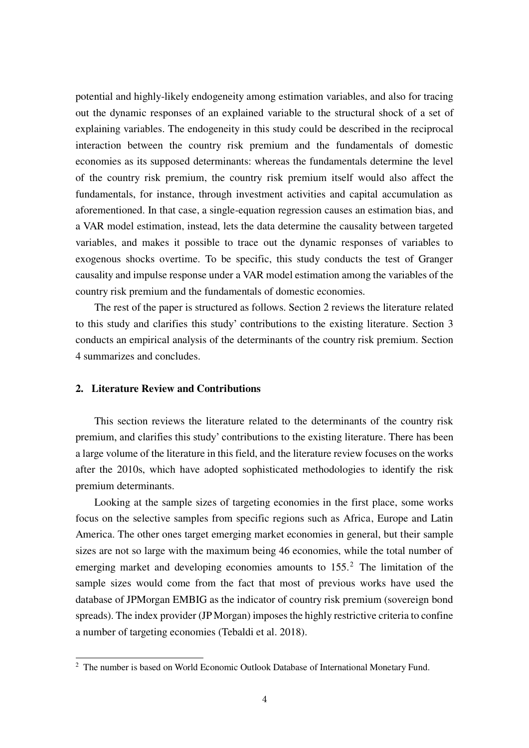potential and highly-likely endogeneity among estimation variables, and also for tracing out the dynamic responses of an explained variable to the structural shock of a set of explaining variables. The endogeneity in this study could be described in the reciprocal interaction between the country risk premium and the fundamentals of domestic economies as its supposed determinants: whereas the fundamentals determine the level of the country risk premium, the country risk premium itself would also affect the fundamentals, for instance, through investment activities and capital accumulation as aforementioned. In that case, a single-equation regression causes an estimation bias, and a VAR model estimation, instead, lets the data determine the causality between targeted variables, and makes it possible to trace out the dynamic responses of variables to exogenous shocks overtime. To be specific, this study conducts the test of Granger causality and impulse response under a VAR model estimation among the variables of the country risk premium and the fundamentals of domestic economies.

The rest of the paper is structured as follows. Section 2 reviews the literature related to this study and clarifies this study' contributions to the existing literature. Section 3 conducts an empirical analysis of the determinants of the country risk premium. Section 4 summarizes and concludes.

## 2. Literature Review and Contributions

This section reviews the literature related to the determinants of the country risk premium, and clarifies this study' contributions to the existing literature. There has been a large volume of the literature in this field, and the literature review focuses on the works after the 2010s, which have adopted sophisticated methodologies to identify the risk premium determinants.

Looking at the sample sizes of targeting economies in the first place, some works focus on the selective samples from specific regions such as Africa, Europe and Latin America. The other ones target emerging market economies in general, but their sample sizes are not so large with the maximum being 46 economies, while the total number of emerging market and developing economies amounts to 155.[2] The limitation of the sample sizes would come from the fact that most of previous works have used the database of JPMorgan EMBIG as the indicator of country risk premium (sovereign bond spreads). The index provider (JP Morgan) imposes the highly restrictive criteria to confine a number of targeting economies (Tebaldi et al. 2018).

[2] The number is based on World Economic Outlook Database of International Monetary Fund.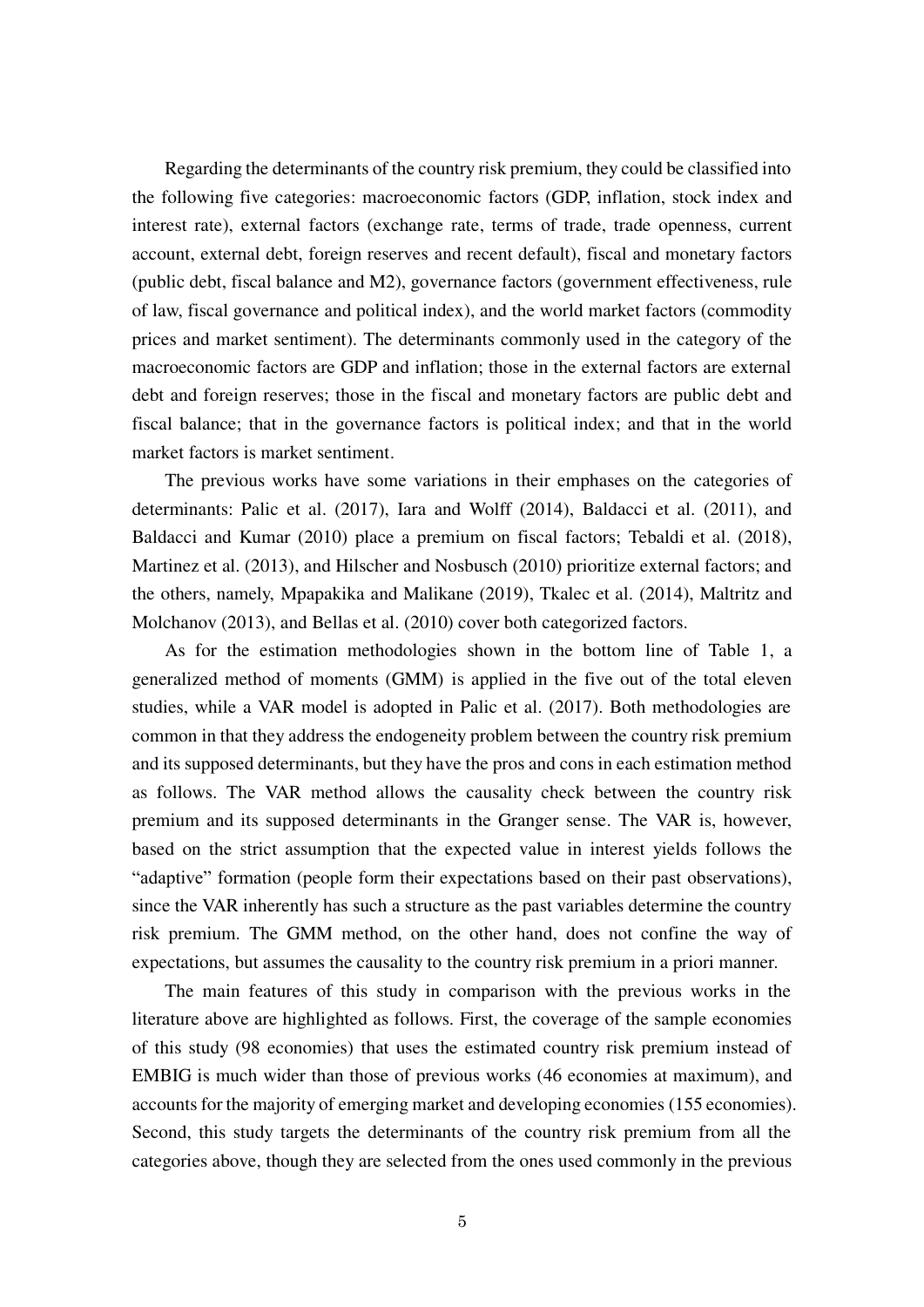Regarding the determinants of the country risk premium, they could be classified into the following five categories: macroeconomic factors (GDP, inflation, stock index and interest rate), external factors (exchange rate, terms of trade, trade openness, current account, external debt, foreign reserves and recent default), fiscal and monetary factors (public debt, fiscal balance and M2), governance factors (government effectiveness, rule of law, fiscal governance and political index), and the world market factors (commodity prices and market sentiment). The determinants commonly used in the category of the macroeconomic factors are GDP and inflation; those in the external factors are external debt and foreign reserves; those in the fiscal and monetary factors are public debt and fiscal balance; that in the governance factors is political index; and that in the world market factors is market sentiment.

The previous works have some variations in their emphases on the categories of determinants: Palic et al. (2017), Iara and Wolff (2014), Baldacci et al. (2011), and Baldacci and Kumar (2010) place a premium on fiscal factors; Tebaldi et al. (2018), Martinez et al. (2013), and Hilscher and Nosbusch (2010) prioritize external factors; and the others, namely, Mpapakika and Malikane (2019), Tkalec et al. (2014), Maltritz and Molchanov (2013), and Bellas et al. (2010) cover both categorized factors.

As for the estimation methodologies shown in the bottom line of Table 1, a generalized method of moments (GMM) is applied in the five out of the total eleven studies, while a VAR model is adopted in Palic et al. (2017). Both methodologies are common in that they address the endogeneity problem between the country risk premium and its supposed determinants, but they have the pros and cons in each estimation method as follows. The VAR method allows the causality check between the country risk premium and its supposed determinants in the Granger sense. The VAR is, however, based on the strict assumption that the expected value in interest yields follows the "adaptive" formation (people form their expectations based on their past observations), since the VAR inherently has such a structure as the past variables determine the country risk premium. The GMM method, on the other hand, does not confine the way of expectations, but assumes the causality to the country risk premium in a priori manner.

The main features of this study in comparison with the previous works in the literature above are highlighted as follows. First, the coverage of the sample economies of this study (98 economies) that uses the estimated country risk premium instead of EMBIG is much wider than those of previous works (46 economies at maximum), and accounts for the majority of emerging market and developing economies (155 economies). Second, this study targets the determinants of the country risk premium from all the categories above, though they are selected from the ones used commonly in the previous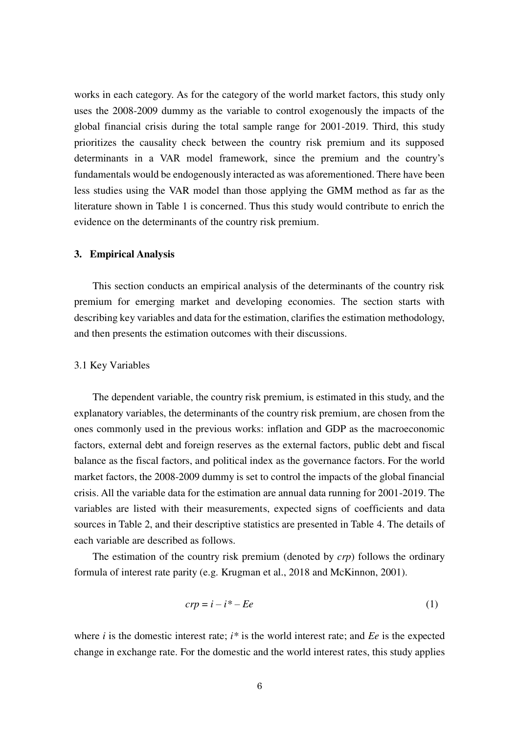works in each category. As for the category of the world market factors, this study only uses the 2008-2009 dummy as the variable to control exogenously the impacts of the global financial crisis during the total sample range for 2001-2019. Third, this study prioritizes the causality check between the country risk premium and its supposed determinants in a VAR model framework, since the premium and the country's fundamentals would be endogenously interacted as was aforementioned. There have been less studies using the VAR model than those applying the GMM method as far as the literature shown in Table 1 is concerned. Thus this study would contribute to enrich the evidence on the determinants of the country risk premium.

## 3. Empirical Analysis

This section conducts an empirical analysis of the determinants of the country risk premium for emerging market and developing economies. The section starts with describing key variables and data for the estimation, clarifies the estimation methodology, and then presents the estimation outcomes with their discussions.

### 3.1 Key Variables

The dependent variable, the country risk premium, is estimated in this study, and the explanatory variables, the determinants of the country risk premium, are chosen from the ones commonly used in the previous works: inflation and GDP as the macroeconomic factors, external debt and foreign reserves as the external factors, public debt and fiscal balance as the fiscal factors, and political index as the governance factors. For the world market factors, the 2008-2009 dummy is set to control the impacts of the global financial crisis. All the variable data for the estimation are annual data running for 2001-2019. The variables are listed with their measurements, expected signs of coefficients and data sources in Table 2, and their descriptive statistics are presented in Table 4. The details of each variable are described as follows.

The estimation of the country risk premium (denoted by *crp*) follows the ordinary formula of interest rate parity (e.g. Krugman et al., 2018 and McKinnon, 2001).

$$crp = i - i^* - Ee \tag{1}$$

where $i$ is the domestic interest rate; $i^*$ is the world interest rate; and $Ee$ is the expected change in exchange rate. For the domestic and the world interest rates, this study applies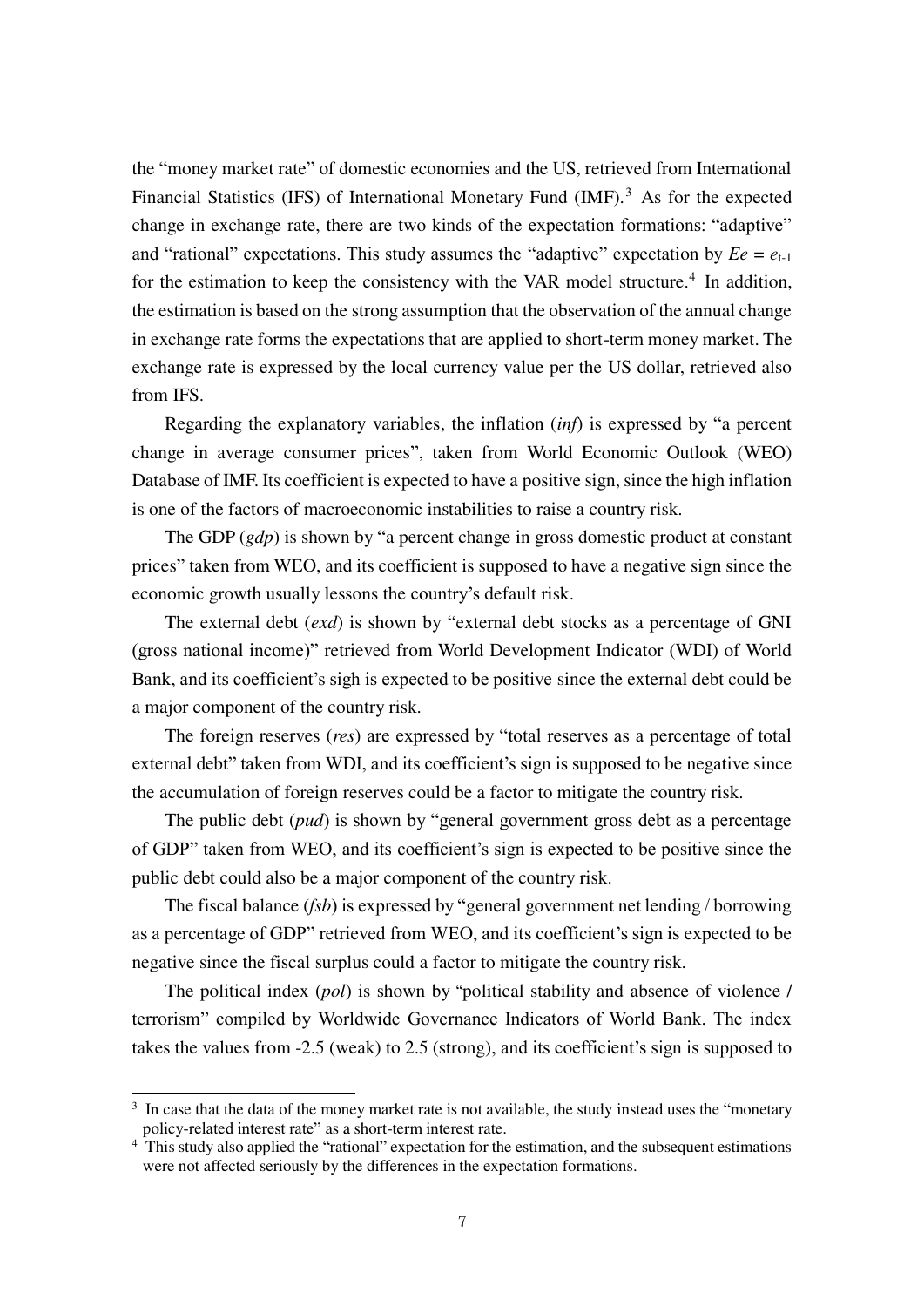the "money market rate" of domestic economies and the US, retrieved from International Financial Statistics (IFS) of International Monetary Fund (IMF).[3] As for the expected change in exchange rate, there are two kinds of the expectation formations: "adaptive" and "rational" expectations. This study assumes the "adaptive" expectation by $Ee = e_{t-1}$ for the estimation to keep the consistency with the VAR model structure.[4] In addition, the estimation is based on the strong assumption that the observation of the annual change in exchange rate forms the expectations that are applied to short-term money market. The exchange rate is expressed by the local currency value per the US dollar, retrieved also from IFS.

Regarding the explanatory variables, the inflation (*inf*) is expressed by "a percent change in average consumer prices", taken from World Economic Outlook (WEO) Database of IMF. Its coefficient is expected to have a positive sign, since the high inflation is one of the factors of macroeconomic instabilities to raise a country risk.

The GDP (*gdp*) is shown by "a percent change in gross domestic product at constant prices" taken from WEO, and its coefficient is supposed to have a negative sign since the economic growth usually lessons the country's default risk.

The external debt (*exd*) is shown by "external debt stocks as a percentage of GNI (gross national income)" retrieved from World Development Indicator (WDI) of World Bank, and its coefficient's sigh is expected to be positive since the external debt could be a major component of the country risk.

The foreign reserves (*res*) are expressed by "total reserves as a percentage of total external debt" taken from WDI, and its coefficient's sign is supposed to be negative since the accumulation of foreign reserves could be a factor to mitigate the country risk.

The public debt (*pud*) is shown by "general government gross debt as a percentage of GDP" taken from WEO, and its coefficient's sign is expected to be positive since the public debt could also be a major component of the country risk.

The fiscal balance (*fsb*) is expressed by "general government net lending / borrowing as a percentage of GDP" retrieved from WEO, and its coefficient's sign is expected to be negative since the fiscal surplus could a factor to mitigate the country risk.

The political index (*pol*) is shown by "political stability and absence of violence / terrorism" compiled by Worldwide Governance Indicators of World Bank. The index takes the values from -2.5 (weak) to 2.5 (strong), and its coefficient's sign is supposed to

---

[3] In case that the data of the money market rate is not available, the study instead uses the "monetary policy-related interest rate" as a short-term interest rate.

[4] This study also applied the "rational" expectation for the estimation, and the subsequent estimations were not affected seriously by the differences in the expectation formations.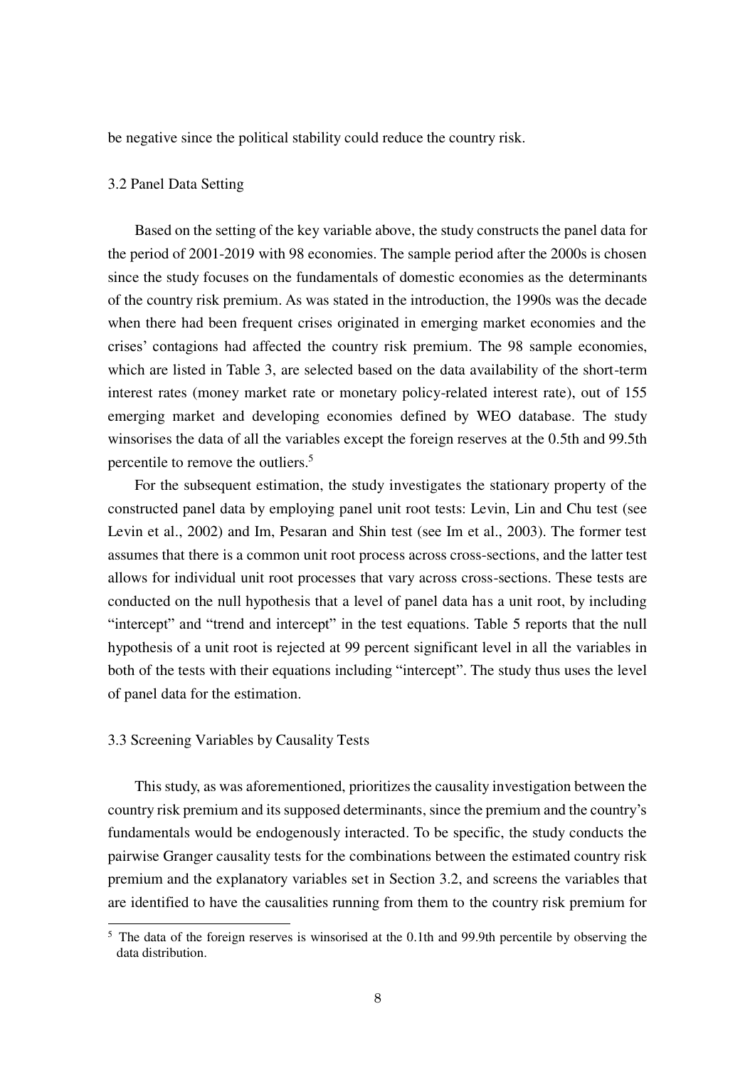be negative since the political stability could reduce the country risk.

### 3.2 Panel Data Setting

Based on the setting of the key variable above, the study constructs the panel data for the period of 2001-2019 with 98 economies. The sample period after the 2000s is chosen since the study focuses on the fundamentals of domestic economies as the determinants of the country risk premium. As was stated in the introduction, the 1990s was the decade when there had been frequent crises originated in emerging market economies and the crises' contagions had affected the country risk premium. The 98 sample economies, which are listed in Table 3, are selected based on the data availability of the short-term interest rates (money market rate or monetary policy-related interest rate), out of 155 emerging market and developing economies defined by WEO database. The study winsorises the data of all the variables except the foreign reserves at the 0.5th and 99.5th percentile to remove the outliers.[5]

For the subsequent estimation, the study investigates the stationary property of the constructed panel data by employing panel unit root tests: Levin, Lin and Chu test (see Levin et al., 2002) and Im, Pesaran and Shin test (see Im et al., 2003). The former test assumes that there is a common unit root process across cross-sections, and the latter test allows for individual unit root processes that vary across cross-sections. These tests are conducted on the null hypothesis that a level of panel data has a unit root, by including "intercept" and "trend and intercept" in the test equations. Table 5 reports that the null hypothesis of a unit root is rejected at 99 percent significant level in all the variables in both of the tests with their equations including "intercept". The study thus uses the level of panel data for the estimation.

### 3.3 Screening Variables by Causality Tests

This study, as was aforementioned, prioritizes the causality investigation between the country risk premium and its supposed determinants, since the premium and the country's fundamentals would be endogenously interacted. To be specific, the study conducts the pairwise Granger causality tests for the combinations between the estimated country risk premium and the explanatory variables set in Section 3.2, and screens the variables that are identified to have the causalities running from them to the country risk premium for

---

[5] The data of the foreign reserves is winsorised at the 0.1th and 99.9th percentile by observing the data distribution.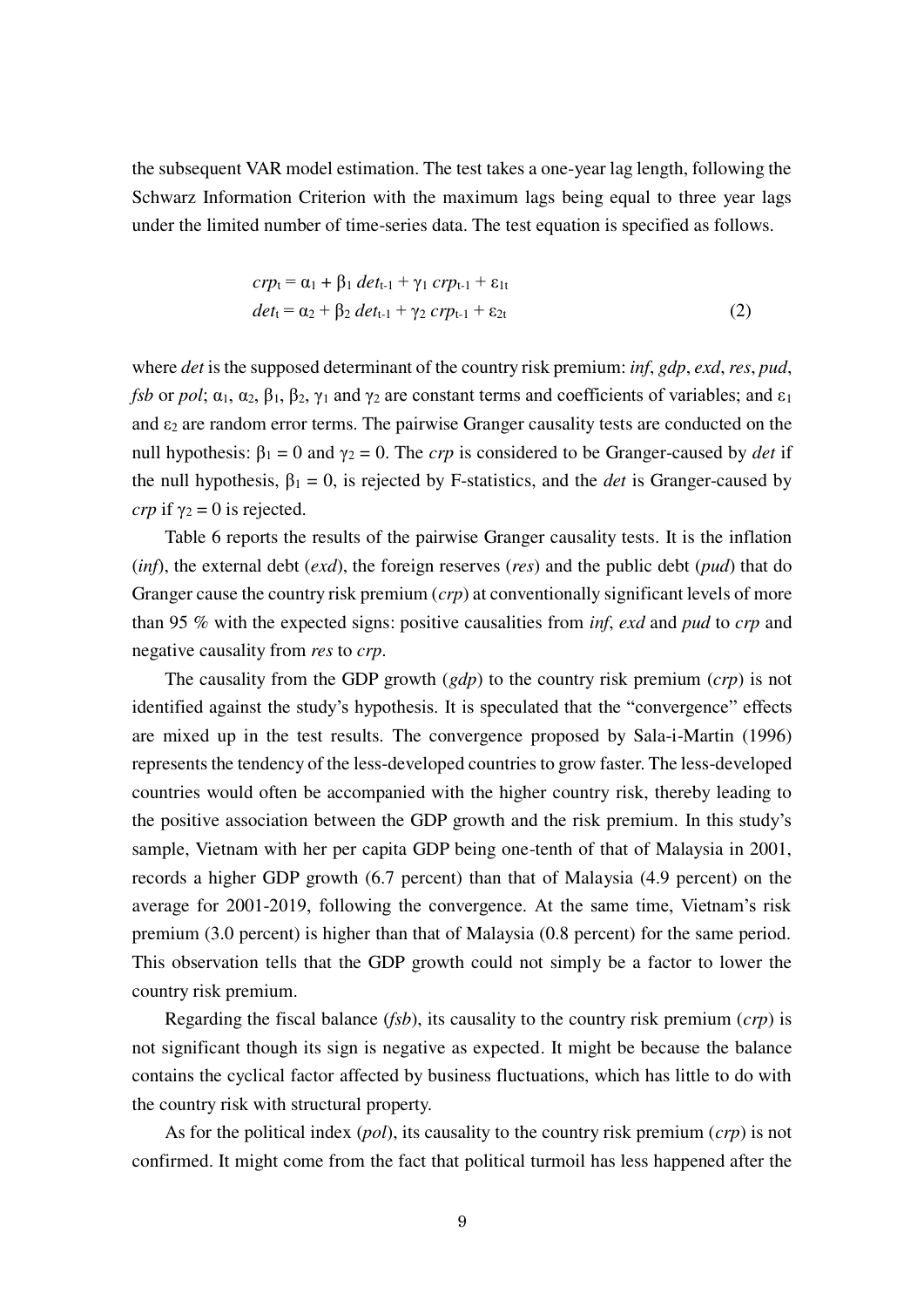the subsequent VAR model estimation. The test takes a one-year lag length, following the Schwarz Information Criterion with the maximum lags being equal to three year lags under the limited number of time-series data. The test equation is specified as follows.

$$
\begin{aligned}
crp_t &= \alpha_1 + \beta_1\, det_{t-1} + \gamma_1\, crp_{t-1} + \varepsilon_{1t} \\
det_t &= \alpha_2 + \beta_2\, det_{t-1} + \gamma_2\, crp_{t-1} + \varepsilon_{2t}
\end{aligned}
\qquad (2)
$$

where *det* is the supposed determinant of the country risk premium: *inf*, *gdp*, *exd*, *res*, *pud*, *fsb* or *pol*; $\alpha_1$, $\alpha_2$, $\beta_1$, $\beta_2$, $\gamma_1$ and $\gamma_2$ are constant terms and coefficients of variables; and $\varepsilon_1$ and $\varepsilon_2$ are random error terms. The pairwise Granger causality tests are conducted on the null hypothesis: $\beta_1 = 0$ and $\gamma_2 = 0$. The *crp* is considered to be Granger-caused by *det* if the null hypothesis, $\beta_1 = 0$, is rejected by F-statistics, and the *det* is Granger-caused by *crp* if $\gamma_2 = 0$ is rejected.

Table 6 reports the results of the pairwise Granger causality tests. It is the inflation (*inf*), the external debt (*exd*), the foreign reserves (*res*) and the public debt (*pud*) that do Granger cause the country risk premium (*crp*) at conventionally significant levels of more than 95 % with the expected signs: positive causalities from *inf*, *exd* and *pud* to *crp* and negative causality from *res* to *crp*.

The causality from the GDP growth (*gdp*) to the country risk premium (*crp*) is not identified against the study's hypothesis. It is speculated that the "convergence" effects are mixed up in the test results. The convergence proposed by Sala-i-Martin (1996) represents the tendency of the less-developed countries to grow faster. The less-developed countries would often be accompanied with the higher country risk, thereby leading to the positive association between the GDP growth and the risk premium. In this study's sample, Vietnam with her per capita GDP being one-tenth of that of Malaysia in 2001, records a higher GDP growth (6.7 percent) than that of Malaysia (4.9 percent) on the average for 2001-2019, following the convergence. At the same time, Vietnam's risk premium (3.0 percent) is higher than that of Malaysia (0.8 percent) for the same period. This observation tells that the GDP growth could not simply be a factor to lower the country risk premium.

Regarding the fiscal balance (*fsb*), its causality to the country risk premium (*crp*) is not significant though its sign is negative as expected. It might be because the balance contains the cyclical factor affected by business fluctuations, which has little to do with the country risk with structural property.

As for the political index (*pol*), its causality to the country risk premium (*crp*) is not confirmed. It might come from the fact that political turmoil has less happened after the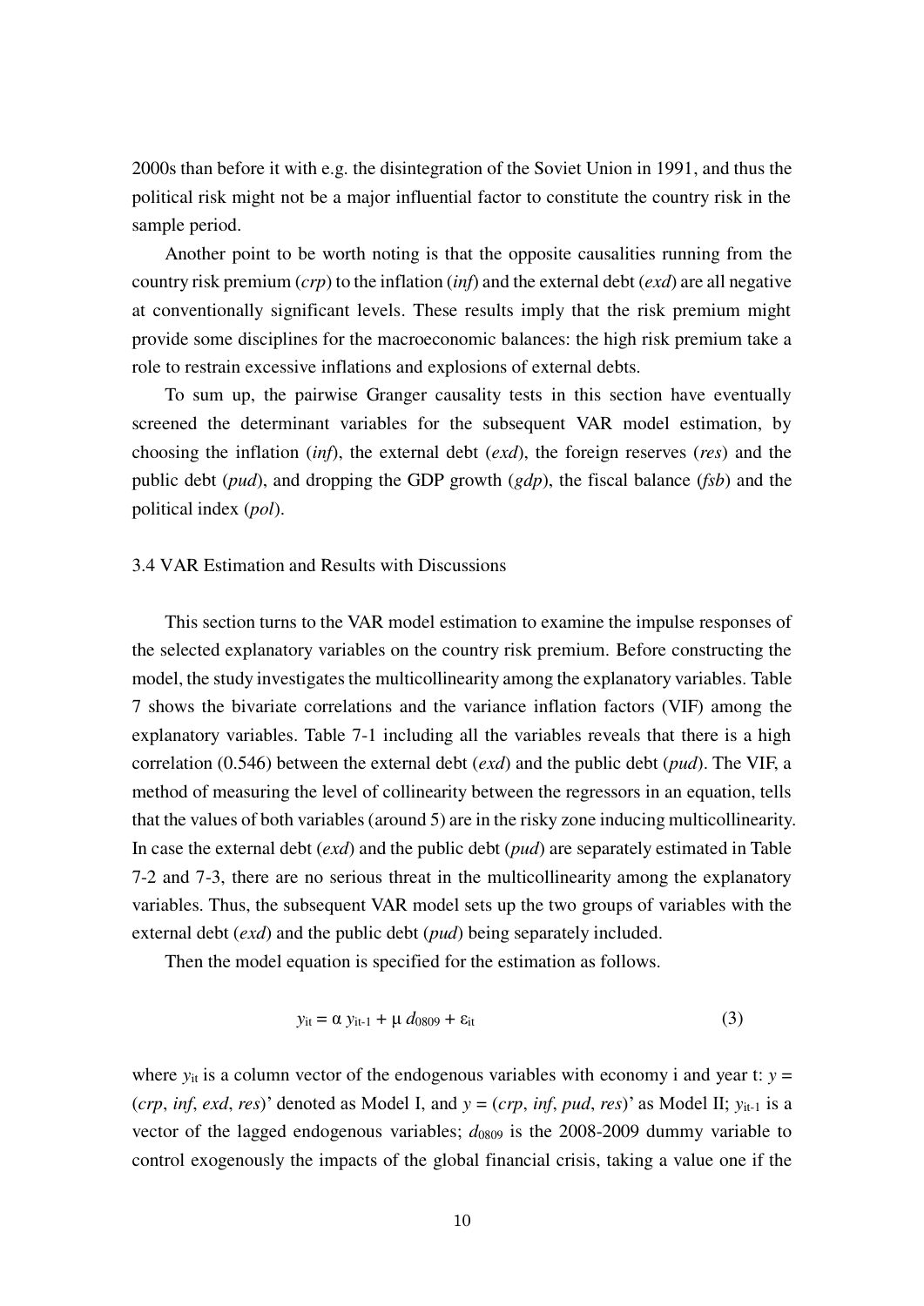2000s than before it with e.g. the disintegration of the Soviet Union in 1991, and thus the political risk might not be a major influential factor to constitute the country risk in the sample period.

Another point to be worth noting is that the opposite causalities running from the country risk premium (*crp*) to the inflation (*inf*) and the external debt (*exd*) are all negative at conventionally significant levels. These results imply that the risk premium might provide some disciplines for the macroeconomic balances: the high risk premium take a role to restrain excessive inflations and explosions of external debts.

To sum up, the pairwise Granger causality tests in this section have eventually screened the determinant variables for the subsequent VAR model estimation, by choosing the inflation (*inf*), the external debt (*exd*), the foreign reserves (*res*) and the public debt (*pud*), and dropping the GDP growth (*gdp*), the fiscal balance (*fsb*) and the political index (*pol*).

### 3.4 VAR Estimation and Results with Discussions

This section turns to the VAR model estimation to examine the impulse responses of the selected explanatory variables on the country risk premium. Before constructing the model, the study investigates the multicollinearity among the explanatory variables. Table 7 shows the bivariate correlations and the variance inflation factors (VIF) among the explanatory variables. Table 7-1 including all the variables reveals that there is a high correlation (0.546) between the external debt (*exd*) and the public debt (*pud*). The VIF, a method of measuring the level of collinearity between the regressors in an equation, tells that the values of both variables (around 5) are in the risky zone inducing multicollinearity. In case the external debt (*exd*) and the public debt (*pud*) are separately estimated in Table 7-2 and 7-3, there are no serious threat in the multicollinearity among the explanatory variables. Thus, the subsequent VAR model sets up the two groups of variables with the external debt (*exd*) and the public debt (*pud*) being separately included.

Then the model equation is specified for the estimation as follows.

$$y_{it} = \alpha\, y_{it-1} + \mu\, d_{0809} + \varepsilon_{it} \tag{3}$$

where $y_{it}$ is a column vector of the endogenous variables with economy i and year t: $y$ = (*crp*, *inf*, *exd*, *res*)' denoted as Model I, and $y$ = (*crp*, *inf*, *pud*, *res*)' as Model II; $y_{it-1}$ is a vector of the lagged endogenous variables; $d_{0809}$ is the 2008-2009 dummy variable to control exogenously the impacts of the global financial crisis, taking a value one if the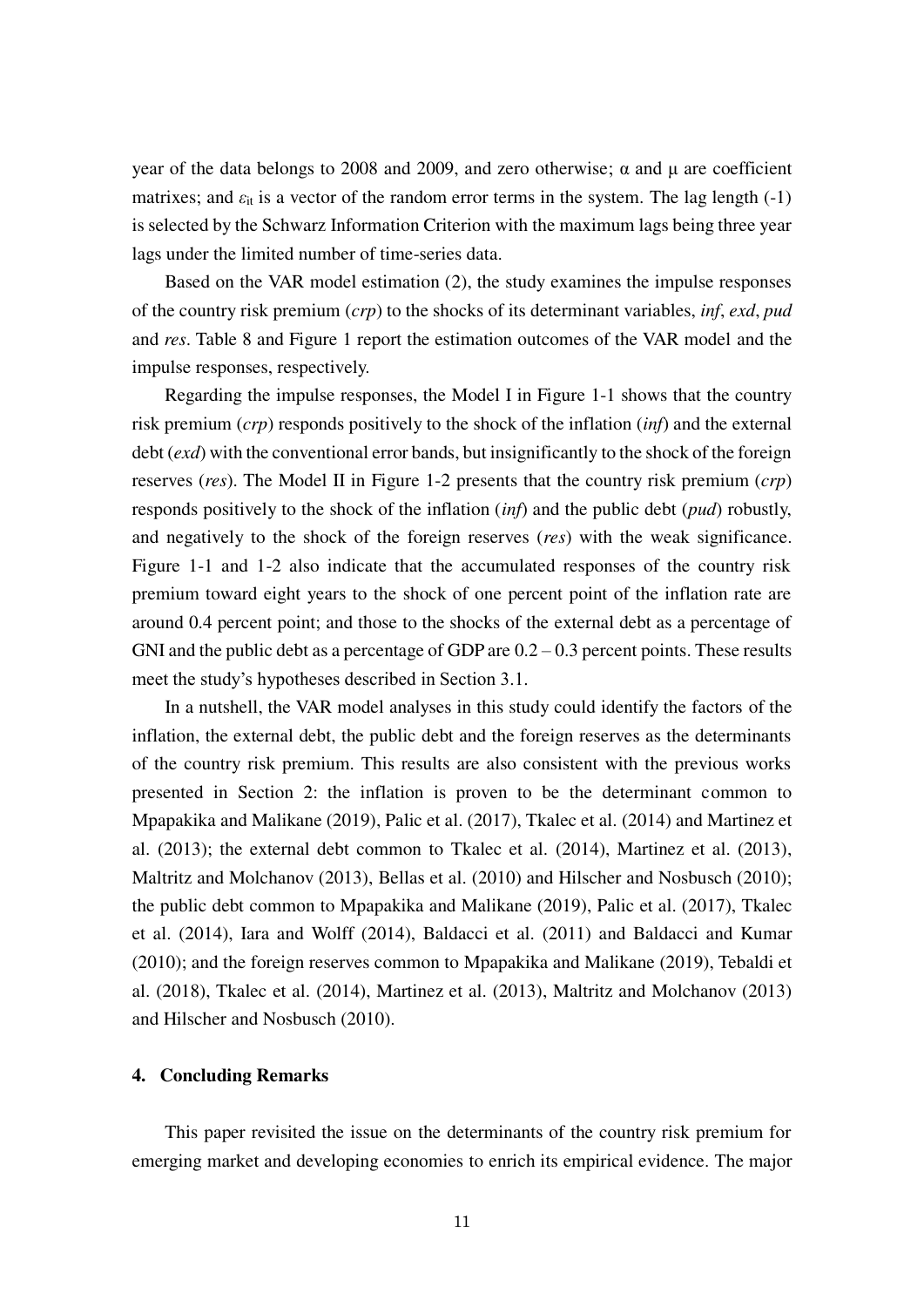year of the data belongs to 2008 and 2009, and zero otherwise; α and μ are coefficient matrixes; and $\varepsilon_{it}$ is a vector of the random error terms in the system. The lag length (-1) is selected by the Schwarz Information Criterion with the maximum lags being three year lags under the limited number of time-series data.

Based on the VAR model estimation (2), the study examines the impulse responses of the country risk premium (*crp*) to the shocks of its determinant variables, *inf*, *exd*, *pud* and *res*. Table 8 and Figure 1 report the estimation outcomes of the VAR model and the impulse responses, respectively.

Regarding the impulse responses, the Model I in Figure 1-1 shows that the country risk premium (*crp*) responds positively to the shock of the inflation (*inf*) and the external debt (*exd*) with the conventional error bands, but insignificantly to the shock of the foreign reserves (*res*). The Model II in Figure 1-2 presents that the country risk premium (*crp*) responds positively to the shock of the inflation (*inf*) and the public debt (*pud*) robustly, and negatively to the shock of the foreign reserves (*res*) with the weak significance. Figure 1-1 and 1-2 also indicate that the accumulated responses of the country risk premium toward eight years to the shock of one percent point of the inflation rate are around 0.4 percent point; and those to the shocks of the external debt as a percentage of GNI and the public debt as a percentage of GDP are 0.2 – 0.3 percent points. These results meet the study's hypotheses described in Section 3.1.

In a nutshell, the VAR model analyses in this study could identify the factors of the inflation, the external debt, the public debt and the foreign reserves as the determinants of the country risk premium. This results are also consistent with the previous works presented in Section 2: the inflation is proven to be the determinant common to Mpapakika and Malikane (2019), Palic et al. (2017), Tkalec et al. (2014) and Martinez et al. (2013); the external debt common to Tkalec et al. (2014), Martinez et al. (2013), Maltritz and Molchanov (2013), Bellas et al. (2010) and Hilscher and Nosbusch (2010); the public debt common to Mpapakika and Malikane (2019), Palic et al. (2017), Tkalec et al. (2014), Iara and Wolff (2014), Baldacci et al. (2011) and Baldacci and Kumar (2010); and the foreign reserves common to Mpapakika and Malikane (2019), Tebaldi et al. (2018), Tkalec et al. (2014), Martinez et al. (2013), Maltritz and Molchanov (2013) and Hilscher and Nosbusch (2010).

## 4. Concluding Remarks

This paper revisited the issue on the determinants of the country risk premium for emerging market and developing economies to enrich its empirical evidence. The major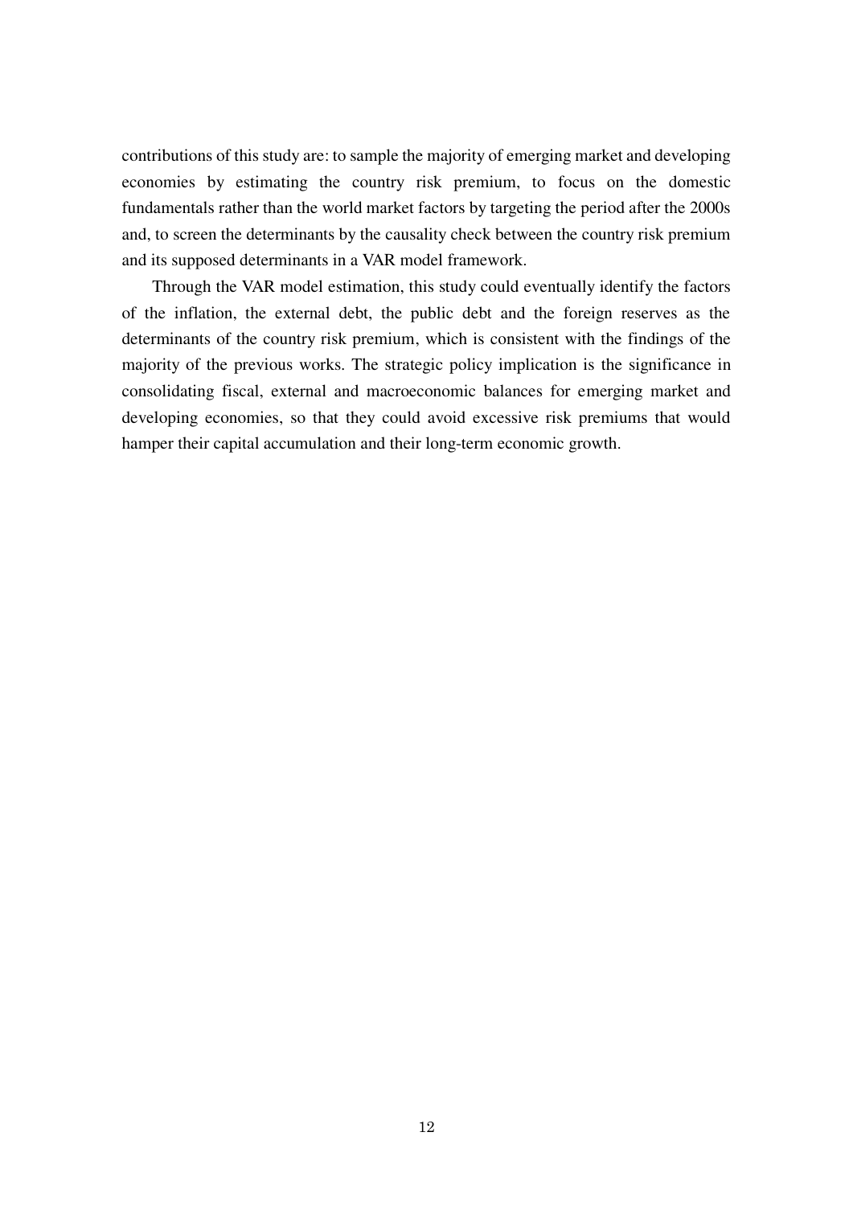contributions of this study are: to sample the majority of emerging market and developing economies by estimating the country risk premium, to focus on the domestic fundamentals rather than the world market factors by targeting the period after the 2000s and, to screen the determinants by the causality check between the country risk premium and its supposed determinants in a VAR model framework.

Through the VAR model estimation, this study could eventually identify the factors of the inflation, the external debt, the public debt and the foreign reserves as the determinants of the country risk premium, which is consistent with the findings of the majority of the previous works. The strategic policy implication is the significance in consolidating fiscal, external and macroeconomic balances for emerging market and developing economies, so that they could avoid excessive risk premiums that would hamper their capital accumulation and their long-term economic growth.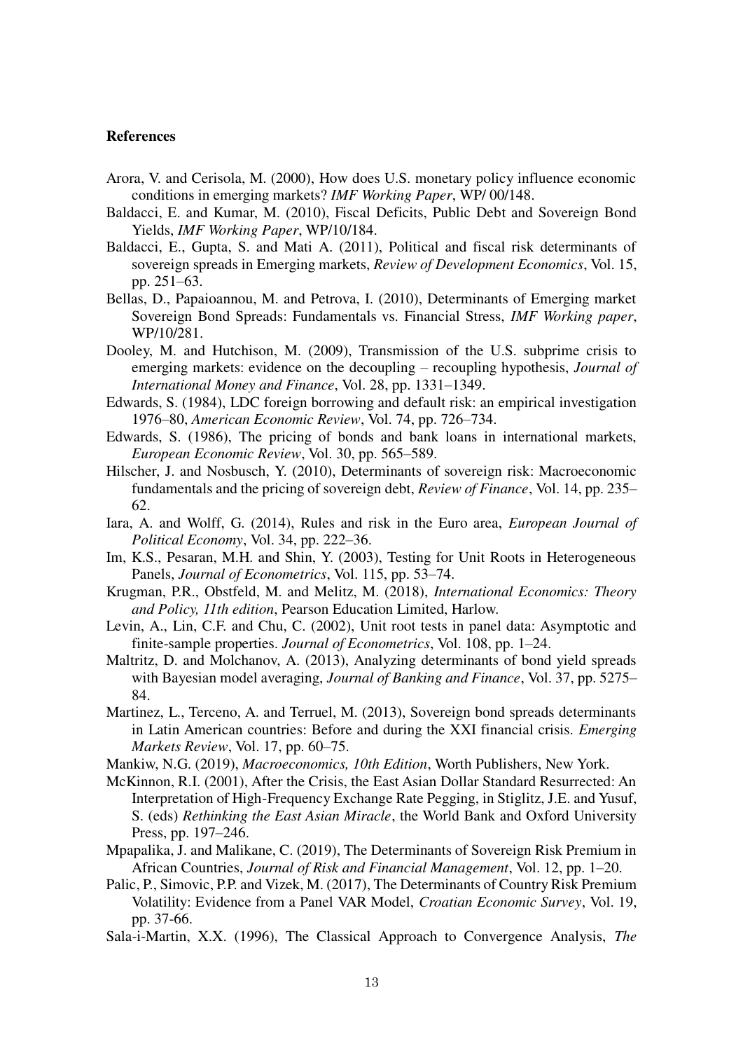**References**

Arora, V. and Cerisola, M. (2000), How does U.S. monetary policy influence economic conditions in emerging markets? *IMF Working Paper*, WP/ 00/148.

Baldacci, E. and Kumar, M. (2010), Fiscal Deficits, Public Debt and Sovereign Bond Yields, *IMF Working Paper*, WP/10/184.

Baldacci, E., Gupta, S. and Mati A. (2011), Political and fiscal risk determinants of sovereign spreads in Emerging markets, *Review of Development Economics*, Vol. 15, pp. 251–63.

Bellas, D., Papaioannou, M. and Petrova, I. (2010), Determinants of Emerging market Sovereign Bond Spreads: Fundamentals vs. Financial Stress, *IMF Working paper*, WP/10/281.

Dooley, M. and Hutchison, M. (2009), Transmission of the U.S. subprime crisis to emerging markets: evidence on the decoupling – recoupling hypothesis, *Journal of International Money and Finance*, Vol. 28, pp. 1331–1349.

Edwards, S. (1984), LDC foreign borrowing and default risk: an empirical investigation 1976–80, *American Economic Review*, Vol. 74, pp. 726–734.

Edwards, S. (1986), The pricing of bonds and bank loans in international markets, *European Economic Review*, Vol. 30, pp. 565–589.

Hilscher, J. and Nosbusch, Y. (2010), Determinants of sovereign risk: Macroeconomic fundamentals and the pricing of sovereign debt, *Review of Finance*, Vol. 14, pp. 235–62.

Iara, A. and Wolff, G. (2014), Rules and risk in the Euro area, *European Journal of Political Economy*, Vol. 34, pp. 222–36.

Im, K.S., Pesaran, M.H. and Shin, Y. (2003), Testing for Unit Roots in Heterogeneous Panels, *Journal of Econometrics*, Vol. 115, pp. 53–74.

Krugman, P.R., Obstfeld, M. and Melitz, M. (2018), *International Economics: Theory and Policy, 11th edition*, Pearson Education Limited, Harlow.

Levin, A., Lin, C.F. and Chu, C. (2002), Unit root tests in panel data: Asymptotic and finite-sample properties. *Journal of Econometrics*, Vol. 108, pp. 1–24.

Maltritz, D. and Molchanov, A. (2013), Analyzing determinants of bond yield spreads with Bayesian model averaging, *Journal of Banking and Finance*, Vol. 37, pp. 5275–84.

Martinez, L., Terceno, A. and Terruel, M. (2013), Sovereign bond spreads determinants in Latin American countries: Before and during the XXI financial crisis. *Emerging Markets Review*, Vol. 17, pp. 60–75.

Mankiw, N.G. (2019), *Macroeconomics, 10th Edition*, Worth Publishers, New York.

McKinnon, R.I. (2001), After the Crisis, the East Asian Dollar Standard Resurrected: An Interpretation of High-Frequency Exchange Rate Pegging, in Stiglitz, J.E. and Yusuf, S. (eds) *Rethinking the East Asian Miracle*, the World Bank and Oxford University Press, pp. 197–246.

Mpapalika, J. and Malikane, C. (2019), The Determinants of Sovereign Risk Premium in African Countries, *Journal of Risk and Financial Management*, Vol. 12, pp. 1–20.

Palic, P., Simovic, P.P. and Vizek, M. (2017), The Determinants of Country Risk Premium Volatility: Evidence from a Panel VAR Model, *Croatian Economic Survey*, Vol. 19, pp. 37-66.

Sala-i-Martin, X.X. (1996), The Classical Approach to Convergence Analysis, *The*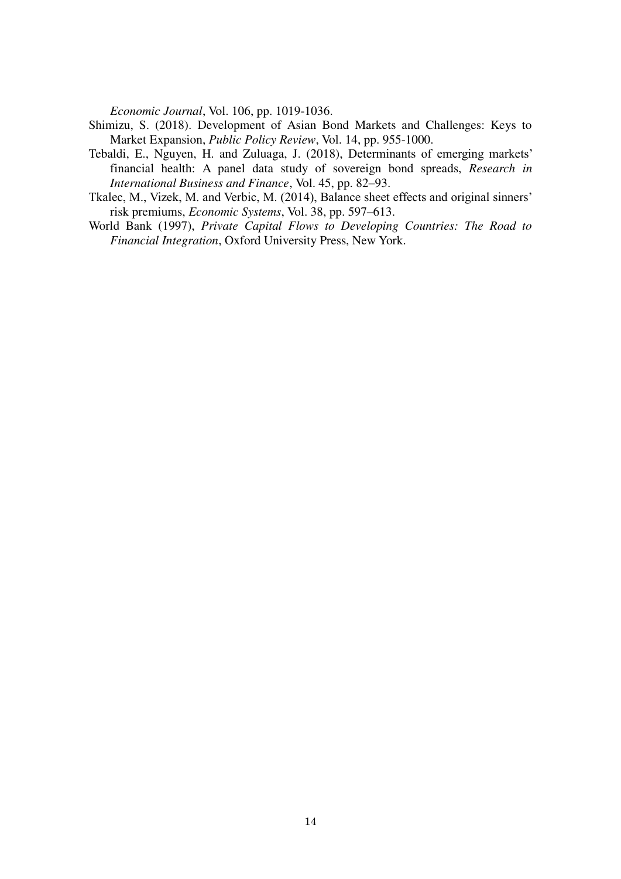*Economic Journal*, Vol. 106, pp. 1019-1036.

Shimizu, S. (2018). Development of Asian Bond Markets and Challenges: Keys to Market Expansion, *Public Policy Review*, Vol. 14, pp. 955-1000.

Tebaldi, E., Nguyen, H. and Zuluaga, J. (2018), Determinants of emerging markets' financial health: A panel data study of sovereign bond spreads, *Research in International Business and Finance*, Vol. 45, pp. 82–93.

Tkalec, M., Vizek, M. and Verbic, M. (2014), Balance sheet effects and original sinners' risk premiums, *Economic Systems*, Vol. 38, pp. 597–613.

World Bank (1997), *Private Capital Flows to Developing Countries: The Road to Financial Integration*, Oxford University Press, New York.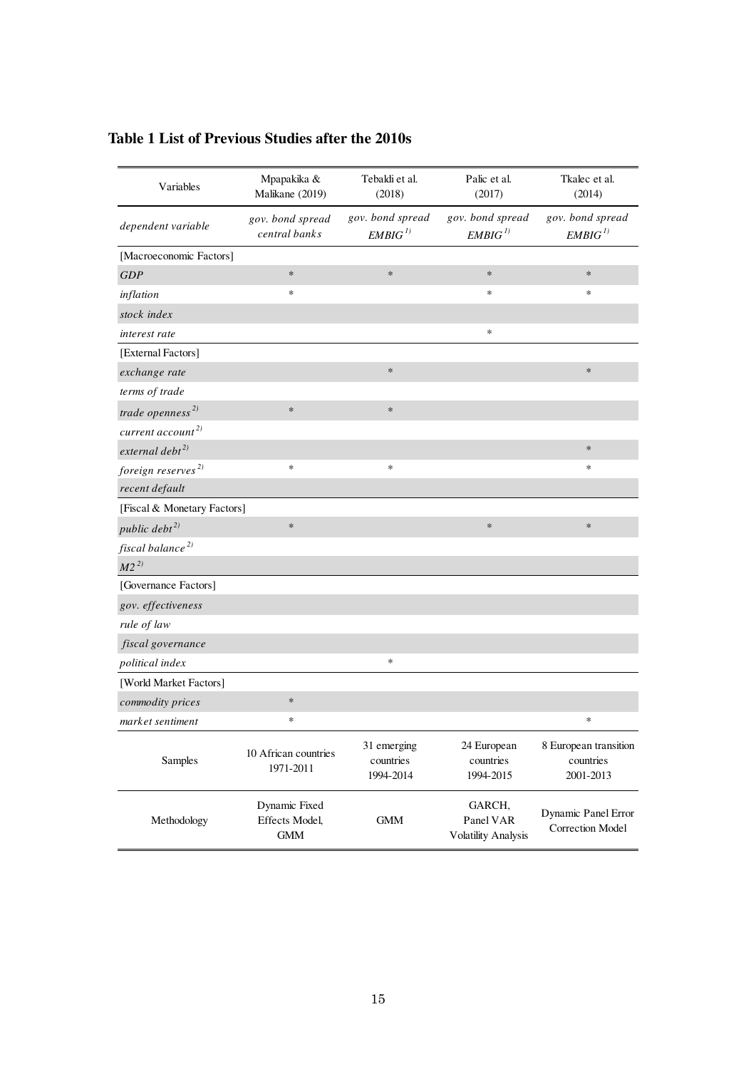**Table 1 List of Previous Studies after the 2010s**

| Variables | Mpapakika & Malikane (2019) | Tebaldi et al. (2018) | Palic et al. (2017) | Tkalec et al. (2014) |
|---|---|---|---|---|
| *dependent variable* | *gov. bond spread central banks* | *gov. bond spread EMBIG* [1] | *gov. bond spread EMBIG* [1] | *gov. bond spread EMBIG* [1] |
| [Macroeconomic Factors] | | | | |
| *GDP* | * | * | * | * |
| *inflation* | * | | * | * |
| *stock index* | | | | |
| *interest rate* | | | * | |
| [External Factors] | | | | |
| *exchange rate* | | * | | * |
| *terms of trade* | | | | |
| *trade openness* [2] | * | * | | |
| *current account* [2] | | | | |
| *external debt* [2] | | | | * |
| *foreign reserves* [2] | * | * | | * |
| *recent default* | | | | |
| [Fiscal & Monetary Factors] | | | | |
| *public debt* [2] | * | | * | * |
| *fiscal balance* [2] | | | | |
| *M2* [2] | | | | |
| [Governance Factors] | | | | |
| *gov. effectiveness* | | | | |
| *rule of law* | | | | |
| *fiscal governance* | | | | |
| *political index* | | * | | |
| [World Market Factors] | | | | |
| *commodity prices* | * | | | |
| *market sentiment* | * | | | * |
| Samples | 10 African countries 1971-2011 | 31 emerging countries 1994-2014 | 24 European countries 1994-2015 | 8 European transition countries 2001-2013 |
| Methodology | Dynamic Fixed Effects Model, GMM | GMM | GARCH, Panel VAR Volatility Analysis | Dynamic Panel Error Correction Model |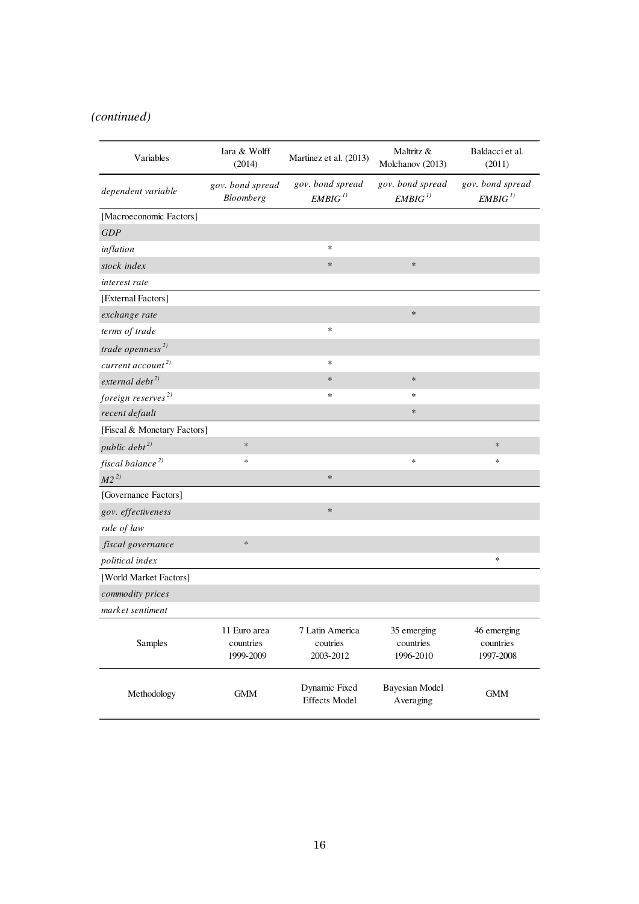*(continued)*

| Variables | Iara & Wolff (2014) | Martinez et al. (2013) | Maltritz & Molchanov (2013) | Baldacci et al. (2011) |
|---|---|---|---|---|
| *dependent variable* | *gov. bond spread Bloomberg* | *gov. bond spread EMBIG* [1] | *gov. bond spread EMBIG* [1] | *gov. bond spread EMBIG* [1] |
| [Macroeconomic Factors] | | | | |
| *GDP* | | | | |
| *inflation* | | * | | |
| *stock index* | | * | * | |
| *interest rate* | | | | |
| [External Factors] | | | | |
| *exchange rate* | | | * | |
| *terms of trade* | | * | | |
| *trade openness* [2] | | | | |
| *current account* [2] | | * | | |
| *external debt* [2] | | * | * | |
| *foreign reserves* [2] | | * | * | |
| *recent default* | | | * | |
| [Fiscal & Monetary Factors] | | | | |
| *public debt* [2] | * | | | * |
| *fiscal balance* [2] | * | | * | * |
| *M2* [2] | | * | | |
| [Governance Factors] | | | | |
| *gov. effectiveness* | | * | | |
| *rule of law* | | | | |
| *fiscal governance* | * | | | |
| *political index* | | | | * |
| [World Market Factors] | | | | |
| *commodity prices* | | | | |
| *market sentiment* | | | | |
| Samples | 11 Euro area countries 1999-2009 | 7 Latin America couties 2003-2012 | 35 emerging countries 1996-2010 | 46 emerging countries 1997-2008 |
| Methodology | GMM | Dynamic Fixed Effects Model | Bayesian Model Averaging | GMM |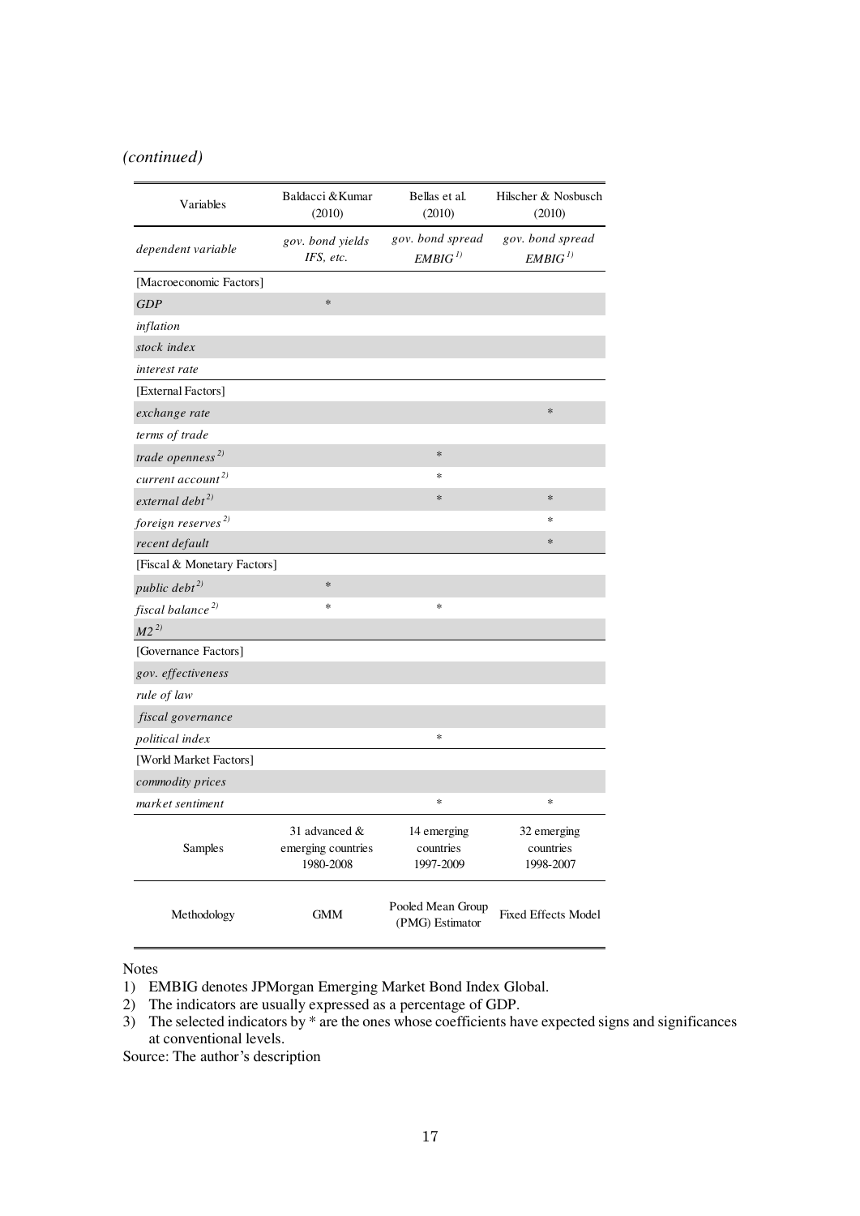*(continued)*

| Variables | Baldacci & Kumar (2010) | Bellas et al. (2010) | Hilscher & Nosbusch (2010) |
|---|---|---|---|
| *dependent variable* | *gov. bond yields IFS, etc.* | *gov. bond spread EMBIG* [1] | *gov. bond spread EMBIG* [1] |
| [Macroeconomic Factors] | | | |
| *GDP* | * | | |
| *inflation* | | | |
| *stock index* | | | |
| *interest rate* | | | |
| [External Factors] | | | |
| *exchange rate* | | | * |
| *terms of trade* | | | |
| *trade openness* [2] | | * | |
| *current account* [2] | | * | |
| *external debt* [2] | | * | * |
| *foreign reserves* [2] | | | * |
| *recent default* | | | * |
| [Fiscal & Monetary Factors] | | | |
| *public debt* [2] | * | | |
| *fiscal balance* [2] | * | * | |
| *M2* [2] | | | |
| [Governance Factors] | | | |
| *gov. effectiveness* | | | |
| *rule of law* | | | |
| *fiscal governance* | | | |
| *political index* | | * | |
| [World Market Factors] | | | |
| *commodity prices* | | | |
| *market sentiment* | | * | * |
| Samples | 31 advanced & emerging countries 1980-2008 | 14 emerging countries 1997-2009 | 32 emerging countries 1998-2007 |
| Methodology | GMM | Pooled Mean Group (PMG) Estimator | Fixed Effects Model |

Notes

1) EMBIG denotes JPMorgan Emerging Market Bond Index Global.
2) The indicators are usually expressed as a percentage of GDP.
3) The selected indicators by * are the ones whose coefficients have expected signs and significances at conventional levels.

Source: The author's description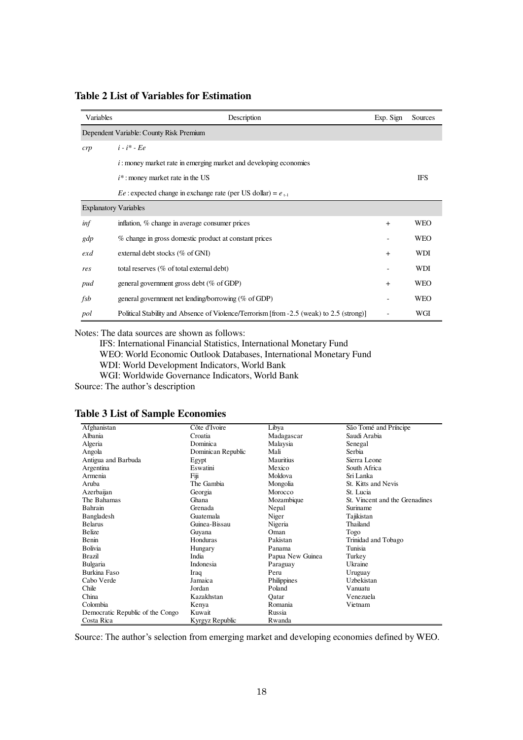### Table 2 List of Variables for Estimation

| Variables | Description | Exp. Sign | Sources |
|---|---|---|---|
| Dependent Variable: County Risk Premium | | | |
| *crp* | $i - i^* - Ee$ | | |
| | $i$ : money market rate in emerging market and developing economies | | |
| | $i^*$ : money market rate in the US | | IFS |
| | $Ee$ : expected change in exchange rate (per US dollar) = $e_{t-1}$ | | |
| Explanatory Variables | | | |
| *inf* | inflation, % change in average consumer prices | + | WEO |
| *gdp* | % change in gross domestic product at constant prices | - | WEO |
| *exd* | external debt stocks (% of GNI) | + | WDI |
| *res* | total reserves (% of total external debt) | - | WDI |
| *pud* | general government gross debt (% of GDP) | + | WEO |
| *fsb* | general government net lending/borrowing (% of GDP) | - | WEO |
| *pol* | Political Stability and Absence of Violence/Terrorism [from -2.5 (weak) to 2.5 (strong)] | - | WGI |

Notes: The data sources are shown as follows:

IFS: International Financial Statistics, International Monetary Fund

WEO: World Economic Outlook Databases, International Monetary Fund

WDI: World Development Indicators, World Bank

WGI: Worldwide Governance Indicators, World Bank

Source: The author's description

### Table 3 List of Sample Economies

| | | | |
|---|---|---|---|
| Afghanistan | Côte d'Ivoire | Libya | São Tomé and Príncipe |
| Albania | Croatia | Madagascar | Saudi Arabia |
| Algeria | Dominica | Malaysia | Senegal |
| Angola | Dominican Republic | Mali | Serbia |
| Antigua and Barbuda | Egypt | Mauritius | Sierra Leone |
| Argentina | Eswatini | Mexico | South Africa |
| Armenia | Fiji | Moldova | Sri Lanka |
| Aruba | The Gambia | Mongolia | St. Kitts and Nevis |
| Azerbaijan | Georgia | Morocco | St. Lucia |
| The Bahamas | Ghana | Mozambique | St. Vincent and the Grenadines |
| Bahrain | Grenada | Nepal | Suriname |
| Bangladesh | Guatemala | Niger | Tajikistan |
| Belarus | Guinea-Bissau | Nigeria | Thailand |
| Belize | Guyana | Oman | Togo |
| Benin | Honduras | Pakistan | Trinidad and Tobago |
| Bolivia | Hungary | Panama | Tunisia |
| Brazil | India | Papua New Guinea | Turkey |
| Bulgaria | Indonesia | Paraguay | Ukraine |
| Burkina Faso | Iraq | Peru | Uruguay |
| Cabo Verde | Jamaica | Philippines | Uzbekistan |
| Chile | Jordan | Poland | Vanuatu |
| China | Kazakhstan | Qatar | Venezuela |
| Colombia | Kenya | Romania | Vietnam |
| Democratic Republic of the Congo | Kuwait | Russia | |
| Costa Rica | Kyrgyz Republic | Rwanda | |

Source: The author's selection from emerging market and developing economies defined by WEO.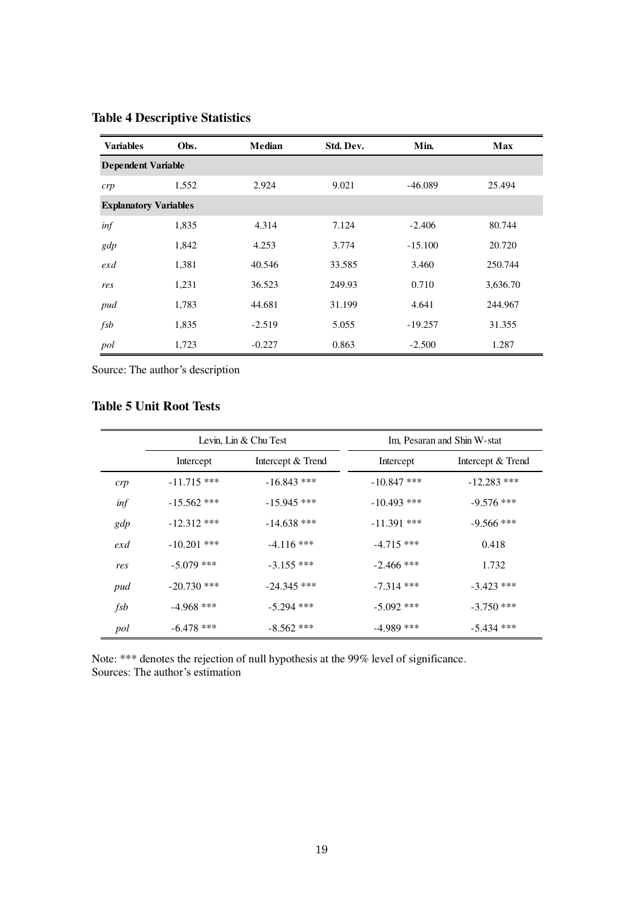**Table 4 Descriptive Statistics**

| Variables | Obs. | Median | Std. Dev. | Min. | Max |
|---|---|---|---|---|---|
| **Dependent Variable** | | | | | |
| *crp* | 1,552 | 2.924 | 9.021 | -46.089 | 25.494 |
| **Explanatory Variables** | | | | | |
| *inf* | 1,835 | 4.314 | 7.124 | -2.406 | 80.744 |
| *gdp* | 1,842 | 4.253 | 3.774 | -15.100 | 20.720 |
| *exd* | 1,381 | 40.546 | 33.585 | 3.460 | 250.744 |
| *res* | 1,231 | 36.523 | 249.93 | 0.710 | 3,636.70 |
| *pud* | 1,783 | 44.681 | 31.199 | 4.641 | 244.967 |
| *fsb* | 1,835 | -2.519 | 5.055 | -19.257 | 31.355 |
| *pol* | 1,723 | -0.227 | 0.863 | -2.500 | 1.287 |

Source: The author's description

**Table 5 Unit Root Tests**

| | Levin, Lin & Chu Test | | Im, Pesaran and Shin W-stat | |
|---|---|---|---|---|
| | Intercept | Intercept & Trend | Intercept | Intercept & Trend |
| *crp* | -11.715 *** | -16.843 *** | -10.847 *** | -12.283 *** |
| *inf* | -15.562 *** | -15.945 *** | -10.493 *** | -9.576 *** |
| *gdp* | -12.312 *** | -14.638 *** | -11.391 *** | -9.566 *** |
| *exd* | -10.201 *** | -4.116 *** | -4.715 *** | 0.418 |
| *res* | -5.079 *** | -3.155 *** | -2.466 *** | 1.732 |
| *pud* | -20.730 *** | -24.345 *** | -7.314 *** | -3.423 *** |
| *fsb* | -4.968 *** | -5.294 *** | -5.092 *** | -3.750 *** |
| *pol* | -6.478 *** | -8.562 *** | -4.989 *** | -5.434 *** |

Note: *** denotes the rejection of null hypothesis at the 99% level of significance.
Sources: The author's estimation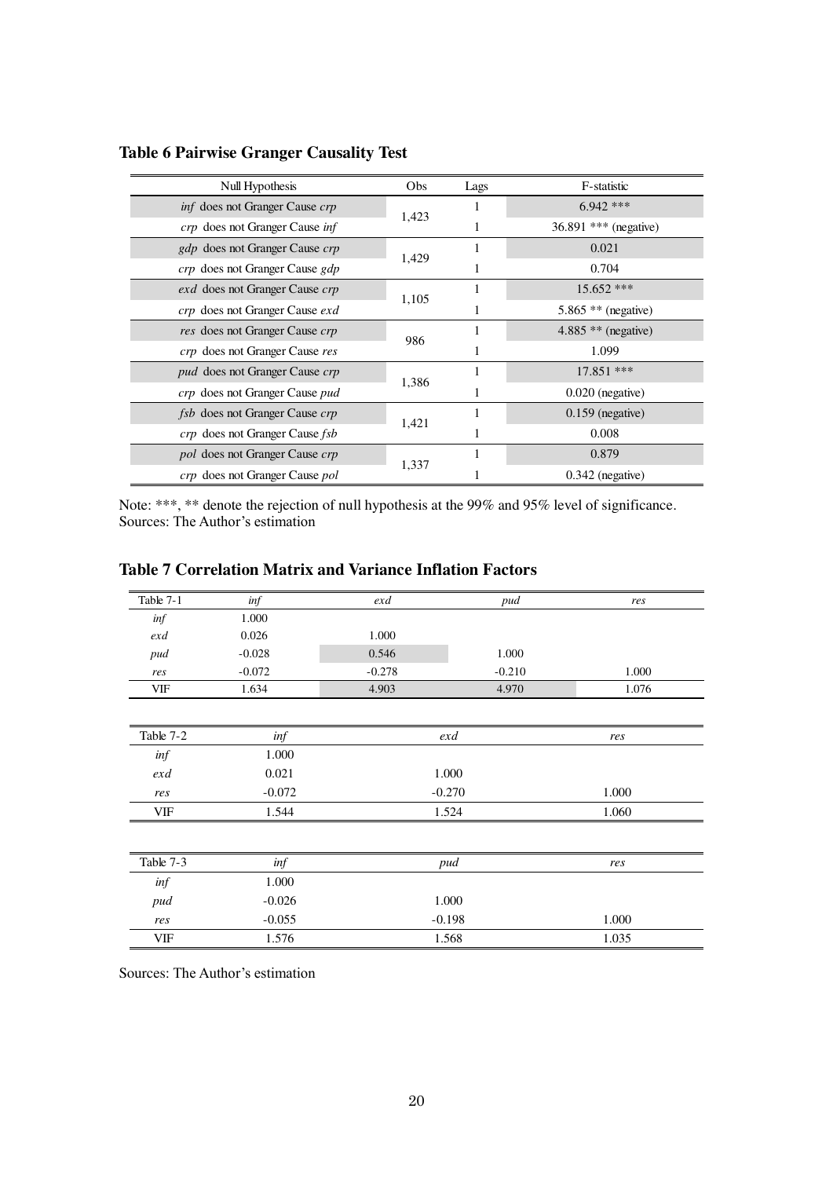**Table 6 Pairwise Granger Causality Test**

| Null Hypothesis | Obs | Lags | F-statistic |
|---|---|---|---|
| *inf* does not Granger Cause *crp* | 1,423 | 1 | 6.942 *** |
| *crp* does not Granger Cause *inf* | | 1 | 36.891 *** (negative) |
| *gdp* does not Granger Cause *crp* | 1,429 | 1 | 0.021 |
| *crp* does not Granger Cause *gdp* | | 1 | 0.704 |
| *exd* does not Granger Cause *crp* | 1,105 | 1 | 15.652 *** |
| *crp* does not Granger Cause *exd* | | 1 | 5.865 ** (negative) |
| *res* does not Granger Cause *crp* | 986 | 1 | 4.885 ** (negative) |
| *crp* does not Granger Cause *res* | | 1 | 1.099 |
| *pud* does not Granger Cause *crp* | 1,386 | 1 | 17.851 *** |
| *crp* does not Granger Cause *pud* | | 1 | 0.020 (negative) |
| *fsb* does not Granger Cause *crp* | 1,421 | 1 | 0.159 (negative) |
| *crp* does not Granger Cause *fsb* | | 1 | 0.008 |
| *pol* does not Granger Cause *crp* | 1,337 | 1 | 0.879 |
| *crp* does not Granger Cause *pol* | | 1 | 0.342 (negative) |

Note: ***, ** denote the rejection of null hypothesis at the 99% and 95% level of significance.
Sources: The Author's estimation

**Table 7 Correlation Matrix and Variance Inflation Factors**

| Table 7-1 | *inf* | *exd* | *pud* | *res* |
|---|---|---|---|---|
| *inf* | 1.000 | | | |
| *exd* | 0.026 | 1.000 | | |
| *pud* | -0.028 | 0.546 | 1.000 | |
| *res* | -0.072 | -0.278 | -0.210 | 1.000 |
| VIF | 1.634 | 4.903 | 4.970 | 1.076 |

| Table 7-2 | *inf* | *exd* | *res* |
|---|---|---|---|
| *inf* | 1.000 | | |
| *exd* | 0.021 | 1.000 | |
| *res* | -0.072 | -0.270 | 1.000 |
| VIF | 1.544 | 1.524 | 1.060 |

| Table 7-3 | *inf* | *pud* | *res* |
|---|---|---|---|
| *inf* | 1.000 | | |
| *pud* | -0.026 | 1.000 | |
| *res* | -0.055 | -0.198 | 1.000 |
| VIF | 1.576 | 1.568 | 1.035 |

Sources: The Author's estimation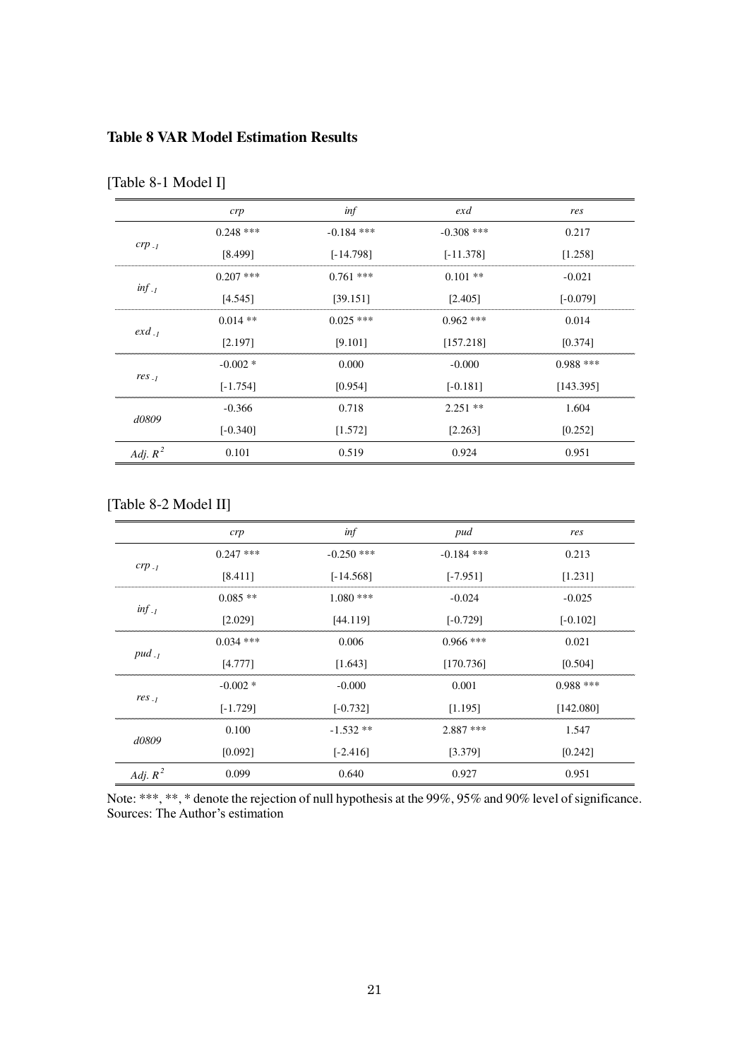**Table 8 VAR Model Estimation Results**

[Table 8-1 Model I]

| | *crp* | *inf* | *exd* | *res* |
|---|---|---|---|---|
| $crp_{-1}$ | 0.248 *** | -0.184 *** | -0.308 *** | 0.217 |
| | [8.499] | [-14.798] | [-11.378] | [1.258] |
| $inf_{-1}$ | 0.207 *** | 0.761 *** | 0.101 ** | -0.021 |
| | [4.545] | [39.151] | [2.405] | [-0.079] |
| $exd_{-1}$ | 0.014 ** | 0.025 *** | 0.962 *** | 0.014 |
| | [2.197] | [9.101] | [157.218] | [0.374] |
| $res_{-1}$ | -0.002 * | 0.000 | -0.000 | 0.988 *** |
| | [-1.754] | [0.954] | [-0.181] | [143.395] |
| *d0809* | -0.366 | 0.718 | 2.251 ** | 1.604 |
| | [-0.340] | [1.572] | [2.263] | [0.252] |
| *Adj.* $R^2$ | 0.101 | 0.519 | 0.924 | 0.951 |

[Table 8-2 Model II]

| | *crp* | *inf* | *pud* | *res* |
|---|---|---|---|---|
| $crp_{-1}$ | 0.247 *** | -0.250 *** | -0.184 *** | 0.213 |
| | [8.411] | [-14.568] | [-7.951] | [1.231] |
| $inf_{-1}$ | 0.085 ** | 1.080 *** | -0.024 | -0.025 |
| | [2.029] | [44.119] | [-0.729] | [-0.102] |
| $pud_{-1}$ | 0.034 *** | 0.006 | 0.966 *** | 0.021 |
| | [4.777] | [1.643] | [170.736] | [0.504] |
| $res_{-1}$ | -0.002 * | -0.000 | 0.001 | 0.988 *** |
| | [-1.729] | [-0.732] | [1.195] | [142.080] |
| *d0809* | 0.100 | -1.532 ** | 2.887 *** | 1.547 |
| | [0.092] | [-2.416] | [3.379] | [0.242] |
| *Adj.* $R^2$ | 0.099 | 0.640 | 0.927 | 0.951 |

Note: ***, **, * denote the rejection of null hypothesis at the 99%, 95% and 90% level of significance.
Sources: The Author's estimation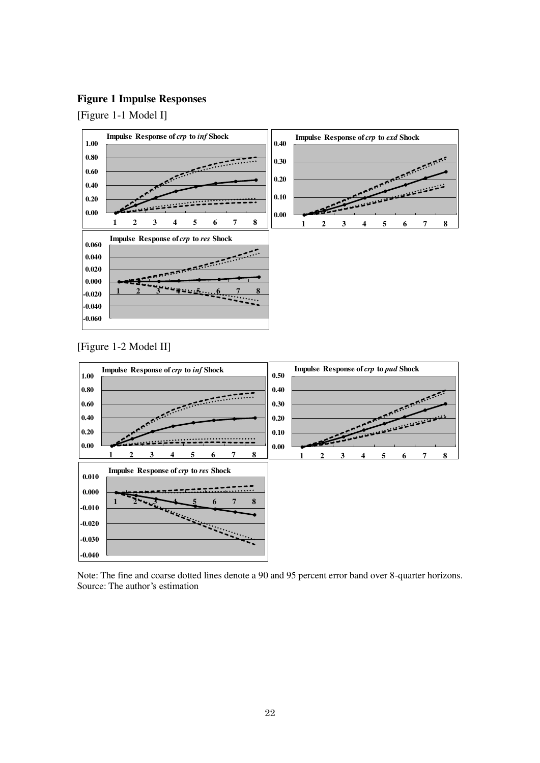**Figure 1 Impulse Responses**

[Figure 1-1 Model I]

Impulse Response of *crp* to *inf* Shock

1.00
0.80
0.60
0.40
0.20
0.00
1 2 3 4 5 6 7 8

Impulse Response of *crp* to *exd* Shock

0.40
0.30
0.20
0.10
0.00
1 2 3 4 5 6 7 8

Impulse Response of *crp* to *res* Shock

0.060
0.040
0.020
0.000
-0.020
-0.040
-0.060
1 2 3 4 5 6 7 8

[Figure 1-2 Model II]

Impulse Response of *crp* to *inf* Shock

1.00
0.80
0.60
0.40
0.20
0.00
1 2 3 4 5 6 7 8

Impulse Response of *crp* to *pud* Shock

0.50
0.40
0.30
0.20
0.10
0.00
1 2 3 4 5 6 7 8

Impulse Response of *crp* to *res* Shock

0.010
0.000
-0.010
-0.020
-0.030
-0.040
1 2 3 4 5 6 7 8

Note: The fine and coarse dotted lines denote a 90 and 95 percent error band over 8-quarter horizons.
Source: The author's estimation